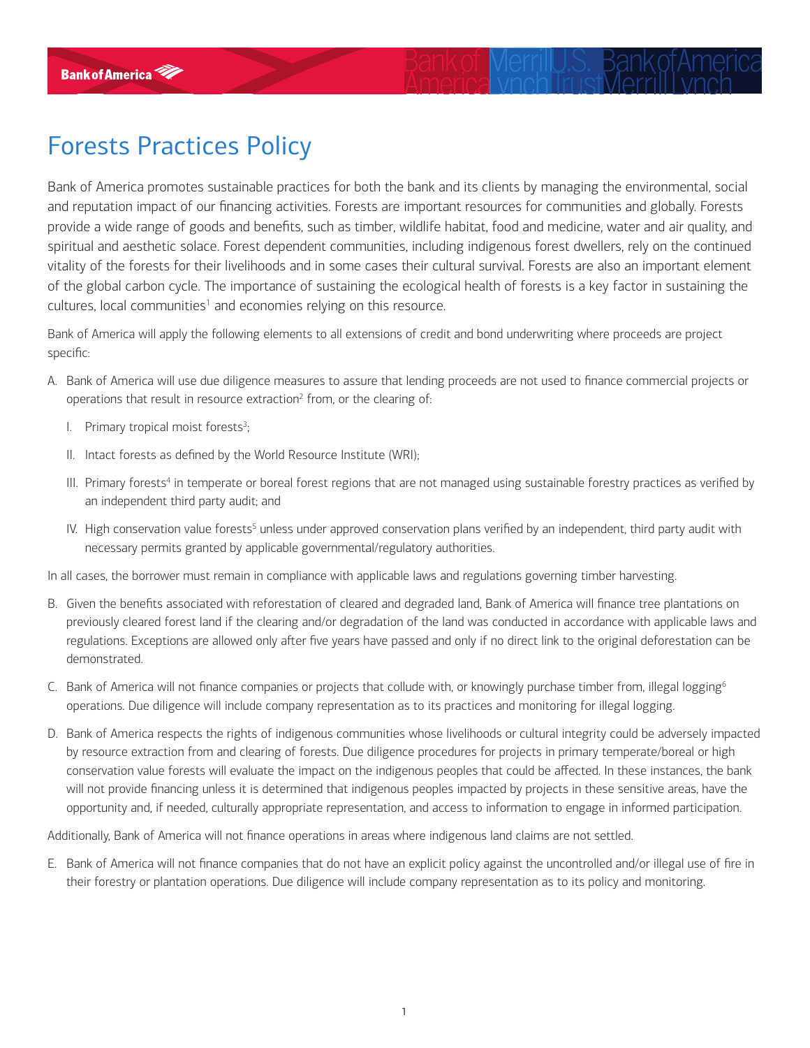# Forests Practices Policy

Bank of America promotes sustainable practices for both the bank and its clients by managing the environmental, social and reputation impact of our financing activities. Forests are important resources for communities and globally. Forests provide a wide range of goods and benefits, such as timber, wildlife habitat, food and medicine, water and air quality, and spiritual and aesthetic solace. Forest dependent communities, including indigenous forest dwellers, rely on the continued vitality of the forests for their livelihoods and in some cases their cultural survival. Forests are also an important element of the global carbon cycle. The importance of sustaining the ecological health of forests is a key factor in sustaining the cultures, local communities[1] and economies relying on this resource.

Bank of America will apply the following elements to all extensions of credit and bond underwriting where proceeds are project specific:

A. Bank of America will use due diligence measures to assure that lending proceeds are not used to finance commercial projects or operations that result in resource extraction[2] from, or the clearing of:

   I. Primary tropical moist forests[3];

   II. Intact forests as defined by the World Resource Institute (WRI);

   III. Primary forests[4] in temperate or boreal forest regions that are not managed using sustainable forestry practices as verified by an independent third party audit; and

   IV. High conservation value forests[5] unless under approved conservation plans verified by an independent, third party audit with necessary permits granted by applicable governmental/regulatory authorities.

In all cases, the borrower must remain in compliance with applicable laws and regulations governing timber harvesting.

B. Given the benefits associated with reforestation of cleared and degraded land, Bank of America will finance tree plantations on previously cleared forest land if the clearing and/or degradation of the land was conducted in accordance with applicable laws and regulations. Exceptions are allowed only after five years have passed and only if no direct link to the original deforestation can be demonstrated.

C. Bank of America will not finance companies or projects that collude with, or knowingly purchase timber from, illegal logging[6] operations. Due diligence will include company representation as to its practices and monitoring for illegal logging.

D. Bank of America respects the rights of indigenous communities whose livelihoods or cultural integrity could be adversely impacted by resource extraction from and clearing of forests. Due diligence procedures for projects in primary temperate/boreal or high conservation value forests will evaluate the impact on the indigenous peoples that could be affected. In these instances, the bank will not provide financing unless it is determined that indigenous peoples impacted by projects in these sensitive areas, have the opportunity and, if needed, culturally appropriate representation, and access to information to engage in informed participation.

Additionally, Bank of America will not finance operations in areas where indigenous land claims are not settled.

E. Bank of America will not finance companies that do not have an explicit policy against the uncontrolled and/or illegal use of fire in their forestry or plantation operations. Due diligence will include company representation as to its policy and monitoring.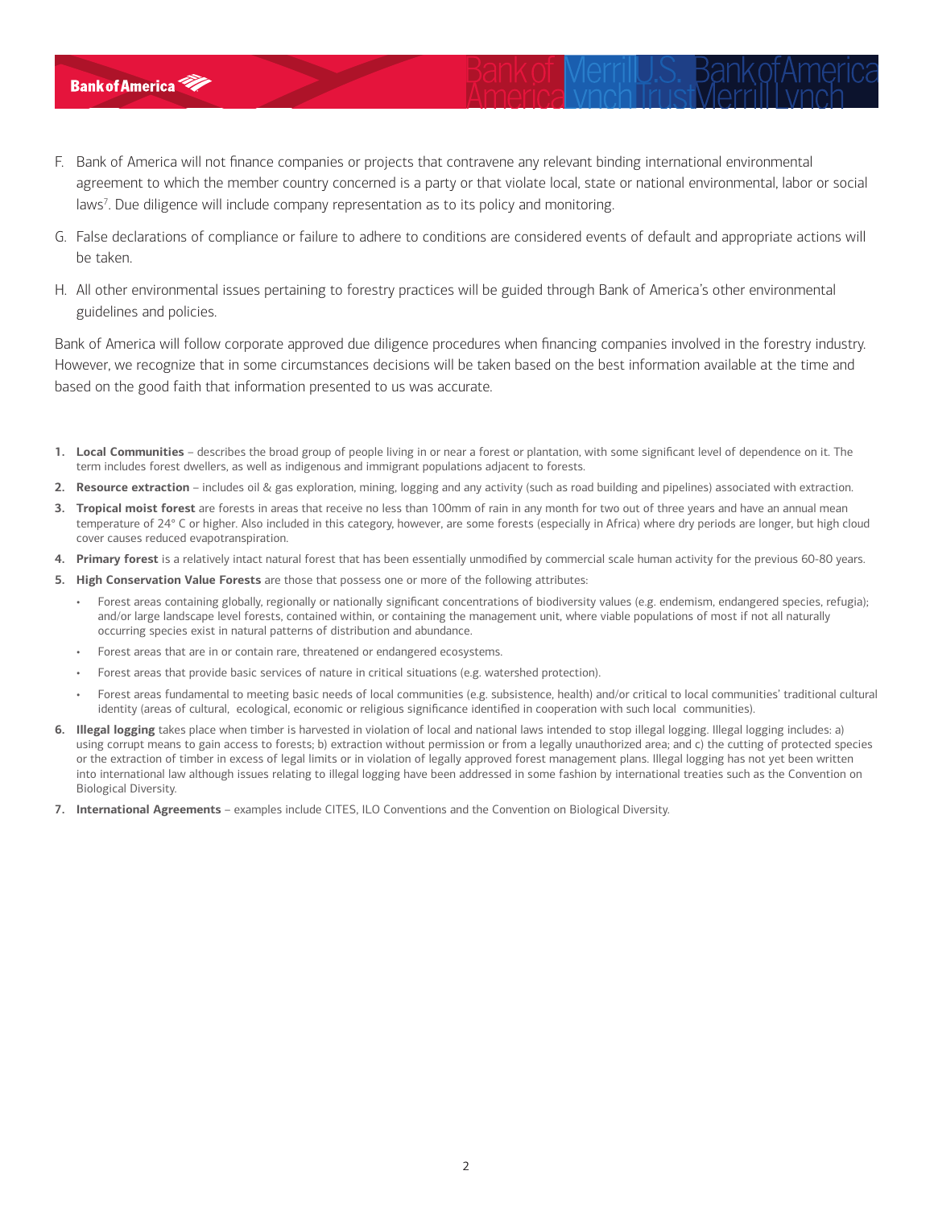F. Bank of America will not finance companies or projects that contravene any relevant binding international environmental agreement to which the member country concerned is a party or that violate local, state or national environmental, labor or social laws[7]. Due diligence will include company representation as to its policy and monitoring.

G. False declarations of compliance or failure to adhere to conditions are considered events of default and appropriate actions will be taken.

H. All other environmental issues pertaining to forestry practices will be guided through Bank of America's other environmental guidelines and policies.

Bank of America will follow corporate approved due diligence procedures when financing companies involved in the forestry industry. However, we recognize that in some circumstances decisions will be taken based on the best information available at the time and based on the good faith that information presented to us was accurate.

1. **Local Communities** – describes the broad group of people living in or near a forest or plantation, with some significant level of dependence on it. The term includes forest dwellers, as well as indigenous and immigrant populations adjacent to forests.
2. **Resource extraction** – includes oil & gas exploration, mining, logging and any activity (such as road building and pipelines) associated with extraction.
3. **Tropical moist forest** are forests in areas that receive no less than 100mm of rain in any month for two out of three years and have an annual mean temperature of 24° C or higher. Also included in this category, however, are some forests (especially in Africa) where dry periods are longer, but high cloud cover causes reduced evapotranspiration.
4. **Primary forest** is a relatively intact natural forest that has been essentially unmodified by commercial scale human activity for the previous 60-80 years.
5. **High Conservation Value Forests** are those that possess one or more of the following attributes:
   - Forest areas containing globally, regionally or nationally significant concentrations of biodiversity values (e.g. endemism, endangered species, refugia); and/or large landscape level forests, contained within, or containing the management unit, where viable populations of most if not all naturally occurring species exist in natural patterns of distribution and abundance.
   - Forest areas that are in or contain rare, threatened or endangered ecosystems.
   - Forest areas that provide basic services of nature in critical situations (e.g. watershed protection).
   - Forest areas fundamental to meeting basic needs of local communities (e.g. subsistence, health) and/or critical to local communities' traditional cultural identity (areas of cultural, ecological, economic or religious significance identified in cooperation with such local communities).
6. **Illegal logging** takes place when timber is harvested in violation of local and national laws intended to stop illegal logging. Illegal logging includes: a) using corrupt means to gain access to forests; b) extraction without permission or from a legally unauthorized area; and c) the cutting of protected species or the extraction of timber in excess of legal limits or in violation of legally approved forest management plans. Illegal logging has not yet been written into international law although issues relating to illegal logging have been addressed in some fashion by international treaties such as the Convention on Biological Diversity.
7. **International Agreements** – examples include CITES, ILO Conventions and the Convention on Biological Diversity.